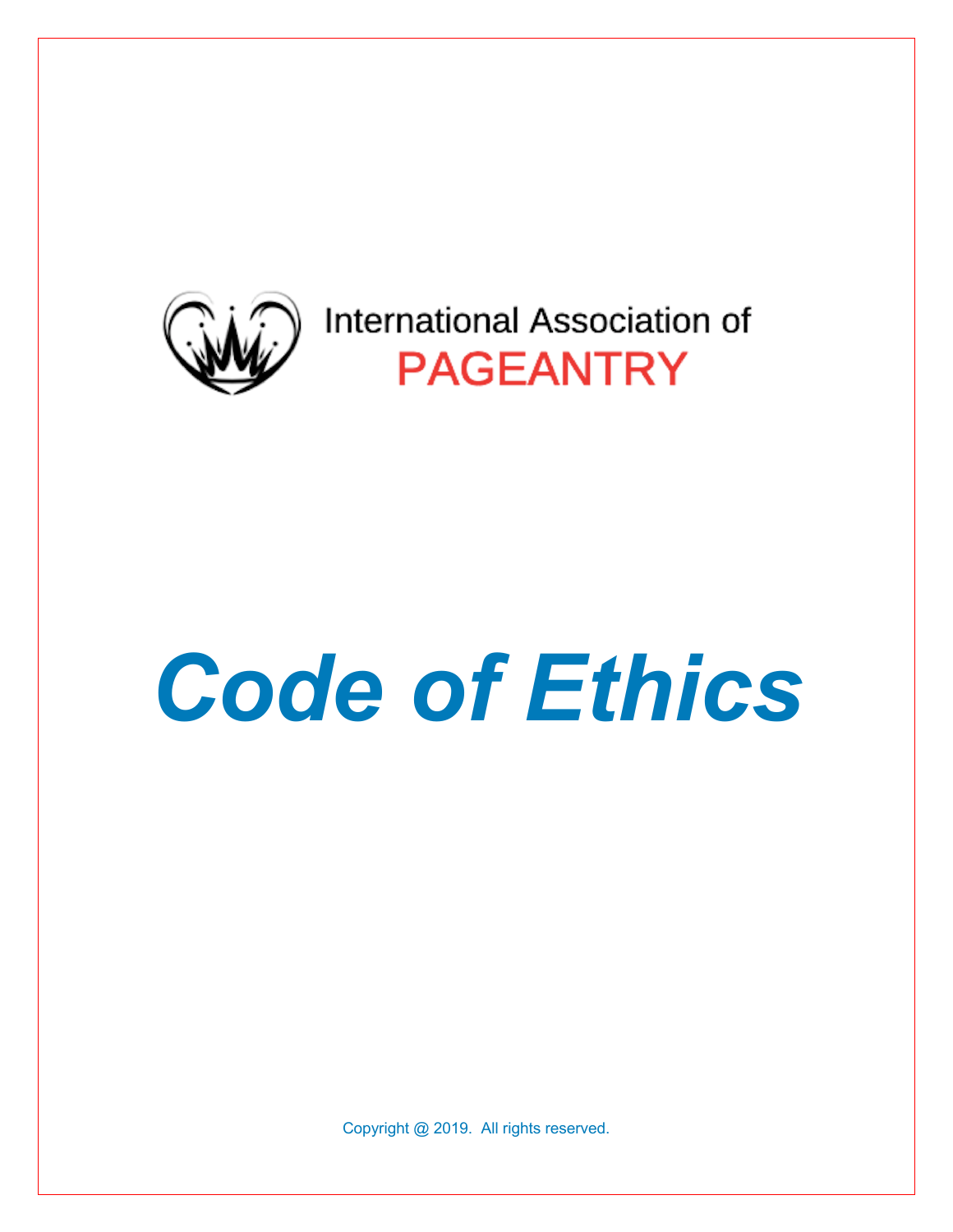International Association of

PAGEANTRY

# *Code of Ethics*

Copyright @ 2019. All rights reserved.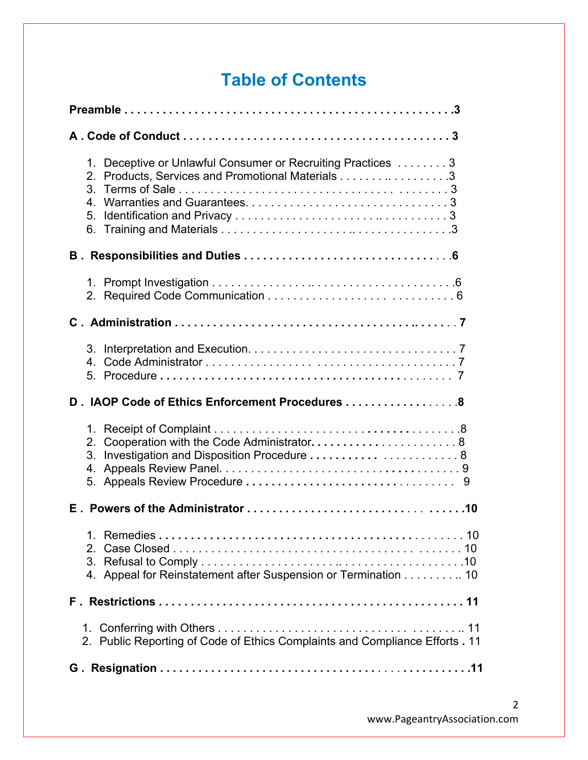# Table of Contents

**Preamble** . . . . . . . . . . . . . . . . . . . . . . . . . . . . . . . . . . . . . . . . . . . . . . . . . . . **3**

**A . Code of Conduct** . . . . . . . . . . . . . . . . . . . . . . . . . . . . . . . . . . . . . . . . . **3**

1. Deceptive or Unlawful Consumer or Recruiting Practices . . . . . . . . 3
2. Products, Services and Promotional Materials . . . . . . . . . . . . . . . . . 3
3. Terms of Sale . . . . . . . . . . . . . . . . . . . . . . . . . . . . . . . . . . . . . . . . . 3
4. Warranties and Guarantees. . . . . . . . . . . . . . . . . . . . . . . . . . . . . . . 3
5. Identification and Privacy . . . . . . . . . . . . . . . . . . . . . . . . . . . . . . . . 3
6. Training and Materials . . . . . . . . . . . . . . . . . . . . . . . . . . . . . . . . . . 3

**B . Responsibilities and Duties** . . . . . . . . . . . . . . . . . . . . . . . . . . . . . . . . **6**

1. Prompt Investigation . . . . . . . . . . . . . . . . . . . . . . . . . . . . . . . . . . . . 6
2. Required Code Communication . . . . . . . . . . . . . . . . . . . . . . . . . . . . 6

**C . Administration** . . . . . . . . . . . . . . . . . . . . . . . . . . . . . . . . . . . . . . . . . . **7**

3. Interpretation and Execution. . . . . . . . . . . . . . . . . . . . . . . . . . . . . . . 7
4. Code Administrator . . . . . . . . . . . . . . . . . . . . . . . . . . . . . . . . . . . . . 7
5. Procedure . . . . . . . . . . . . . . . . . . . . . . . . . . . . . . . . . . . . . . . . . . . . 7

**D . IAOP Code of Ethics Enforcement Procedures** . . . . . . . . . . . . . . . . . . **8**

1. Receipt of Complaint . . . . . . . . . . . . . . . . . . . . . . . . . . . . . . . . . . . . 8
2. Cooperation with the Code Administrator. . . . . . . . . . . . . . . . . . . . . 8
3. Investigation and Disposition Procedure . . . . . . . . . . . . . . . . . . . . . 8
4. Appeals Review Panel. . . . . . . . . . . . . . . . . . . . . . . . . . . . . . . . . . . 9
5. Appeals Review Procedure . . . . . . . . . . . . . . . . . . . . . . . . . . . . . . . 9

**E . Powers of the Administrator** . . . . . . . . . . . . . . . . . . . . . . . . . . . . . . . **10**

1. Remedies . . . . . . . . . . . . . . . . . . . . . . . . . . . . . . . . . . . . . . . . . . . . 10
2. Case Closed . . . . . . . . . . . . . . . . . . . . . . . . . . . . . . . . . . . . . . . . . . 10
3. Refusal to Comply . . . . . . . . . . . . . . . . . . . . . . . . . . . . . . . . . . . . . 10
4. Appeal for Reinstatement after Suspension or Termination . . . . . . . . . 10

**F . Restrictions** . . . . . . . . . . . . . . . . . . . . . . . . . . . . . . . . . . . . . . . . . . . . **11**

1. Conferring with Others . . . . . . . . . . . . . . . . . . . . . . . . . . . . . . . . . . 11
2. Public Reporting of Code of Ethics Complaints and Compliance Efforts . 11

**G . Resignation** . . . . . . . . . . . . . . . . . . . . . . . . . . . . . . . . . . . . . . . . . . . . **11**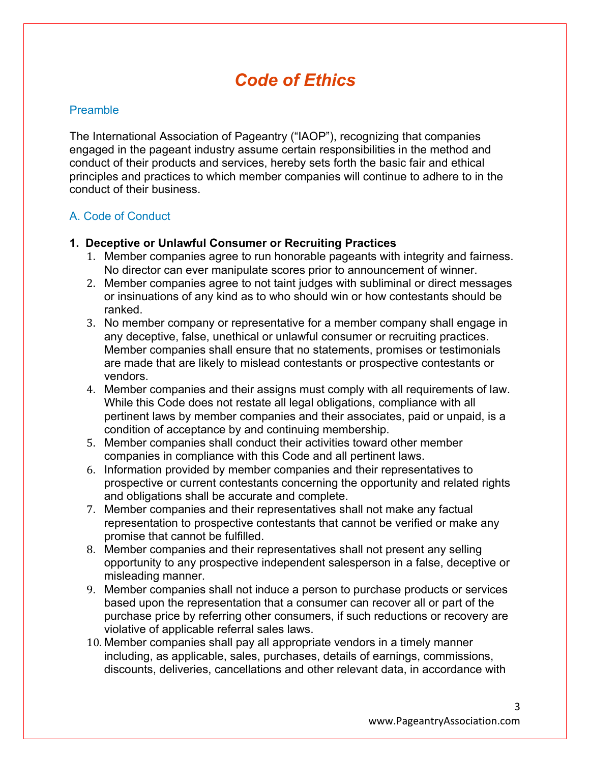# Code of Ethics

## Preamble

The International Association of Pageantry ("IAOP"), recognizing that companies engaged in the pageant industry assume certain responsibilities in the method and conduct of their products and services, hereby sets forth the basic fair and ethical principles and practices to which member companies will continue to adhere to in the conduct of their business.

## A. Code of Conduct

**1. Deceptive or Unlawful Consumer or Recruiting Practices**

1. Member companies agree to run honorable pageants with integrity and fairness. No director can ever manipulate scores prior to announcement of winner.
2. Member companies agree to not taint judges with subliminal or direct messages or insinuations of any kind as to who should win or how contestants should be ranked.
3. No member company or representative for a member company shall engage in any deceptive, false, unethical or unlawful consumer or recruiting practices. Member companies shall ensure that no statements, promises or testimonials are made that are likely to mislead contestants or prospective contestants or vendors.
4. Member companies and their assigns must comply with all requirements of law. While this Code does not restate all legal obligations, compliance with all pertinent laws by member companies and their associates, paid or unpaid, is a condition of acceptance by and continuing membership.
5. Member companies shall conduct their activities toward other member companies in compliance with this Code and all pertinent laws.
6. Information provided by member companies and their representatives to prospective or current contestants concerning the opportunity and related rights and obligations shall be accurate and complete.
7. Member companies and their representatives shall not make any factual representation to prospective contestants that cannot be verified or make any promise that cannot be fulfilled.
8. Member companies and their representatives shall not present any selling opportunity to any prospective independent salesperson in a false, deceptive or misleading manner.
9. Member companies shall not induce a person to purchase products or services based upon the representation that a consumer can recover all or part of the purchase price by referring other consumers, if such reductions or recovery are violative of applicable referral sales laws.
10. Member companies shall pay all appropriate vendors in a timely manner including, as applicable, sales, purchases, details of earnings, commissions, discounts, deliveries, cancellations and other relevant data, in accordance with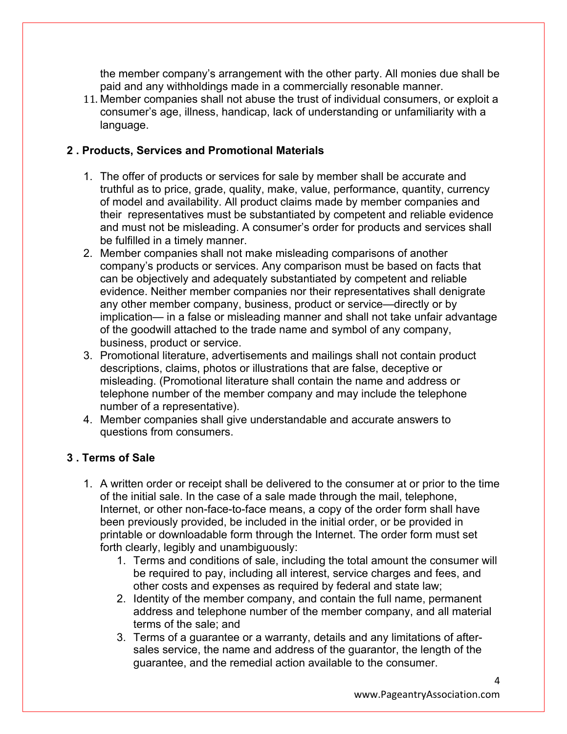the member company's arrangement with the other party. All monies due shall be paid and any withholdings made in a commercially resonable manner.

11. Member companies shall not abuse the trust of individual consumers, or exploit a consumer's age, illness, handicap, lack of understanding or unfamiliarity with a language.

**2 . Products, Services and Promotional Materials**

1. The offer of products or services for sale by member shall be accurate and truthful as to price, grade, quality, make, value, performance, quantity, currency of model and availability. All product claims made by member companies and their representatives must be substantiated by competent and reliable evidence and must not be misleading. A consumer's order for products and services shall be fulfilled in a timely manner.
2. Member companies shall not make misleading comparisons of another company's products or services. Any comparison must be based on facts that can be objectively and adequately substantiated by competent and reliable evidence. Neither member companies nor their representatives shall denigrate any other member company, business, product or service—directly or by implication— in a false or misleading manner and shall not take unfair advantage of the goodwill attached to the trade name and symbol of any company, business, product or service.
3. Promotional literature, advertisements and mailings shall not contain product descriptions, claims, photos or illustrations that are false, deceptive or misleading. (Promotional literature shall contain the name and address or telephone number of the member company and may include the telephone number of a representative).
4. Member companies shall give understandable and accurate answers to questions from consumers.

**3 . Terms of Sale**

1. A written order or receipt shall be delivered to the consumer at or prior to the time of the initial sale. In the case of a sale made through the mail, telephone, Internet, or other non-face-to-face means, a copy of the order form shall have been previously provided, be included in the initial order, or be provided in printable or downloadable form through the Internet. The order form must set forth clearly, legibly and unambiguously:
    1. Terms and conditions of sale, including the total amount the consumer will be required to pay, including all interest, service charges and fees, and other costs and expenses as required by federal and state law;
    2. Identity of the member company, and contain the full name, permanent address and telephone number of the member company, and all material terms of the sale; and
    3. Terms of a guarantee or a warranty, details and any limitations of after-sales service, the name and address of the guarantor, the length of the guarantee, and the remedial action available to the consumer.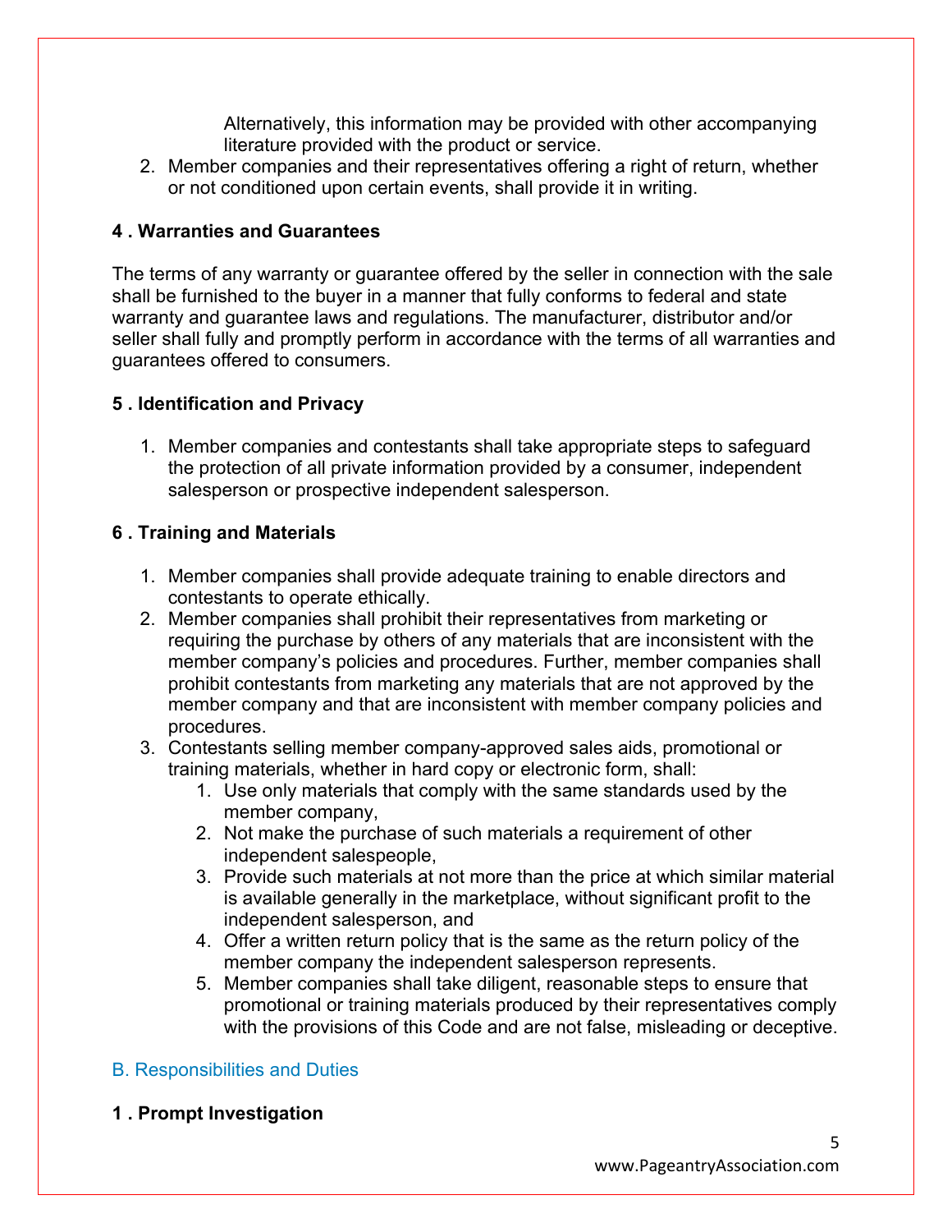Alternatively, this information may be provided with other accompanying literature provided with the product or service.

2. Member companies and their representatives offering a right of return, whether or not conditioned upon certain events, shall provide it in writing.

**4 . Warranties and Guarantees**

The terms of any warranty or guarantee offered by the seller in connection with the sale shall be furnished to the buyer in a manner that fully conforms to federal and state warranty and guarantee laws and regulations. The manufacturer, distributor and/or seller shall fully and promptly perform in accordance with the terms of all warranties and guarantees offered to consumers.

**5 . Identification and Privacy**

1. Member companies and contestants shall take appropriate steps to safeguard the protection of all private information provided by a consumer, independent salesperson or prospective independent salesperson.

**6 . Training and Materials**

1. Member companies shall provide adequate training to enable directors and contestants to operate ethically.
2. Member companies shall prohibit their representatives from marketing or requiring the purchase by others of any materials that are inconsistent with the member company's policies and procedures. Further, member companies shall prohibit contestants from marketing any materials that are not approved by the member company and that are inconsistent with member company policies and procedures.
3. Contestants selling member company-approved sales aids, promotional or training materials, whether in hard copy or electronic form, shall:
    1. Use only materials that comply with the same standards used by the member company,
    2. Not make the purchase of such materials a requirement of other independent salespeople,
    3. Provide such materials at not more than the price at which similar material is available generally in the marketplace, without significant profit to the independent salesperson, and
    4. Offer a written return policy that is the same as the return policy of the member company the independent salesperson represents.
    5. Member companies shall take diligent, reasonable steps to ensure that promotional or training materials produced by their representatives comply with the provisions of this Code and are not false, misleading or deceptive.

## B. Responsibilities and Duties

**1 . Prompt Investigation**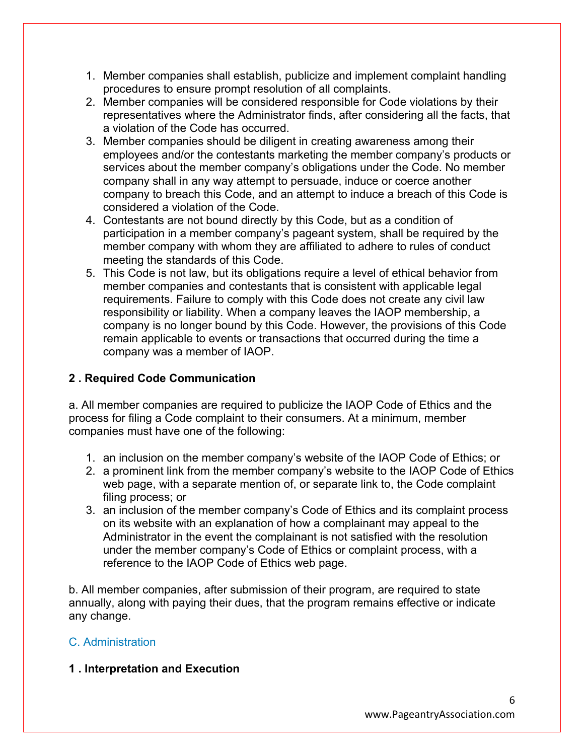1. Member companies shall establish, publicize and implement complaint handling procedures to ensure prompt resolution of all complaints.
2. Member companies will be considered responsible for Code violations by their representatives where the Administrator finds, after considering all the facts, that a violation of the Code has occurred.
3. Member companies should be diligent in creating awareness among their employees and/or the contestants marketing the member company's products or services about the member company's obligations under the Code. No member company shall in any way attempt to persuade, induce or coerce another company to breach this Code, and an attempt to induce a breach of this Code is considered a violation of the Code.
4. Contestants are not bound directly by this Code, but as a condition of participation in a member company's pageant system, shall be required by the member company with whom they are affiliated to adhere to rules of conduct meeting the standards of this Code.
5. This Code is not law, but its obligations require a level of ethical behavior from member companies and contestants that is consistent with applicable legal requirements. Failure to comply with this Code does not create any civil law responsibility or liability. When a company leaves the IAOP membership, a company is no longer bound by this Code. However, the provisions of this Code remain applicable to events or transactions that occurred during the time a company was a member of IAOP.

**2 . Required Code Communication**

a. All member companies are required to publicize the IAOP Code of Ethics and the process for filing a Code complaint to their consumers. At a minimum, member companies must have one of the following:

1. an inclusion on the member company's website of the IAOP Code of Ethics; or
2. a prominent link from the member company's website to the IAOP Code of Ethics web page, with a separate mention of, or separate link to, the Code complaint filing process; or
3. an inclusion of the member company's Code of Ethics and its complaint process on its website with an explanation of how a complainant may appeal to the Administrator in the event the complainant is not satisfied with the resolution under the member company's Code of Ethics or complaint process, with a reference to the IAOP Code of Ethics web page.

b. All member companies, after submission of their program, are required to state annually, along with paying their dues, that the program remains effective or indicate any change.

## C. Administration

**1 . Interpretation and Execution**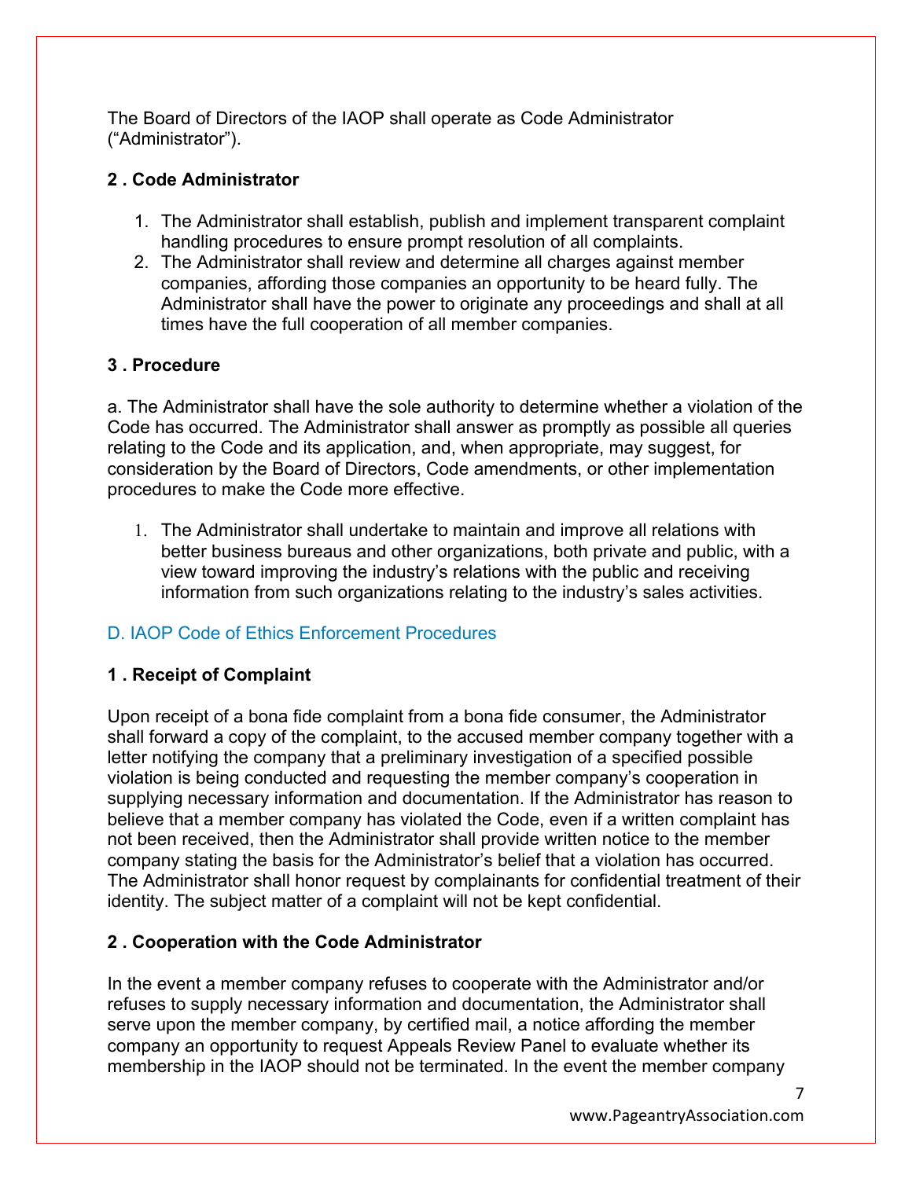The Board of Directors of the IAOP shall operate as Code Administrator ("Administrator").

**2 . Code Administrator**

1. The Administrator shall establish, publish and implement transparent complaint handling procedures to ensure prompt resolution of all complaints.
2. The Administrator shall review and determine all charges against member companies, affording those companies an opportunity to be heard fully. The Administrator shall have the power to originate any proceedings and shall at all times have the full cooperation of all member companies.

**3 . Procedure**

a. The Administrator shall have the sole authority to determine whether a violation of the Code has occurred. The Administrator shall answer as promptly as possible all queries relating to the Code and its application, and, when appropriate, may suggest, for consideration by the Board of Directors, Code amendments, or other implementation procedures to make the Code more effective.

1. The Administrator shall undertake to maintain and improve all relations with better business bureaus and other organizations, both private and public, with a view toward improving the industry's relations with the public and receiving information from such organizations relating to the industry's sales activities.

## D. IAOP Code of Ethics Enforcement Procedures

**1 . Receipt of Complaint**

Upon receipt of a bona fide complaint from a bona fide consumer, the Administrator shall forward a copy of the complaint, to the accused member company together with a letter notifying the company that a preliminary investigation of a specified possible violation is being conducted and requesting the member company's cooperation in supplying necessary information and documentation. If the Administrator has reason to believe that a member company has violated the Code, even if a written complaint has not been received, then the Administrator shall provide written notice to the member company stating the basis for the Administrator's belief that a violation has occurred. The Administrator shall honor request by complainants for confidential treatment of their identity. The subject matter of a complaint will not be kept confidential.

**2 . Cooperation with the Code Administrator**

In the event a member company refuses to cooperate with the Administrator and/or refuses to supply necessary information and documentation, the Administrator shall serve upon the member company, by certified mail, a notice affording the member company an opportunity to request Appeals Review Panel to evaluate whether its membership in the IAOP should not be terminated. In the event the member company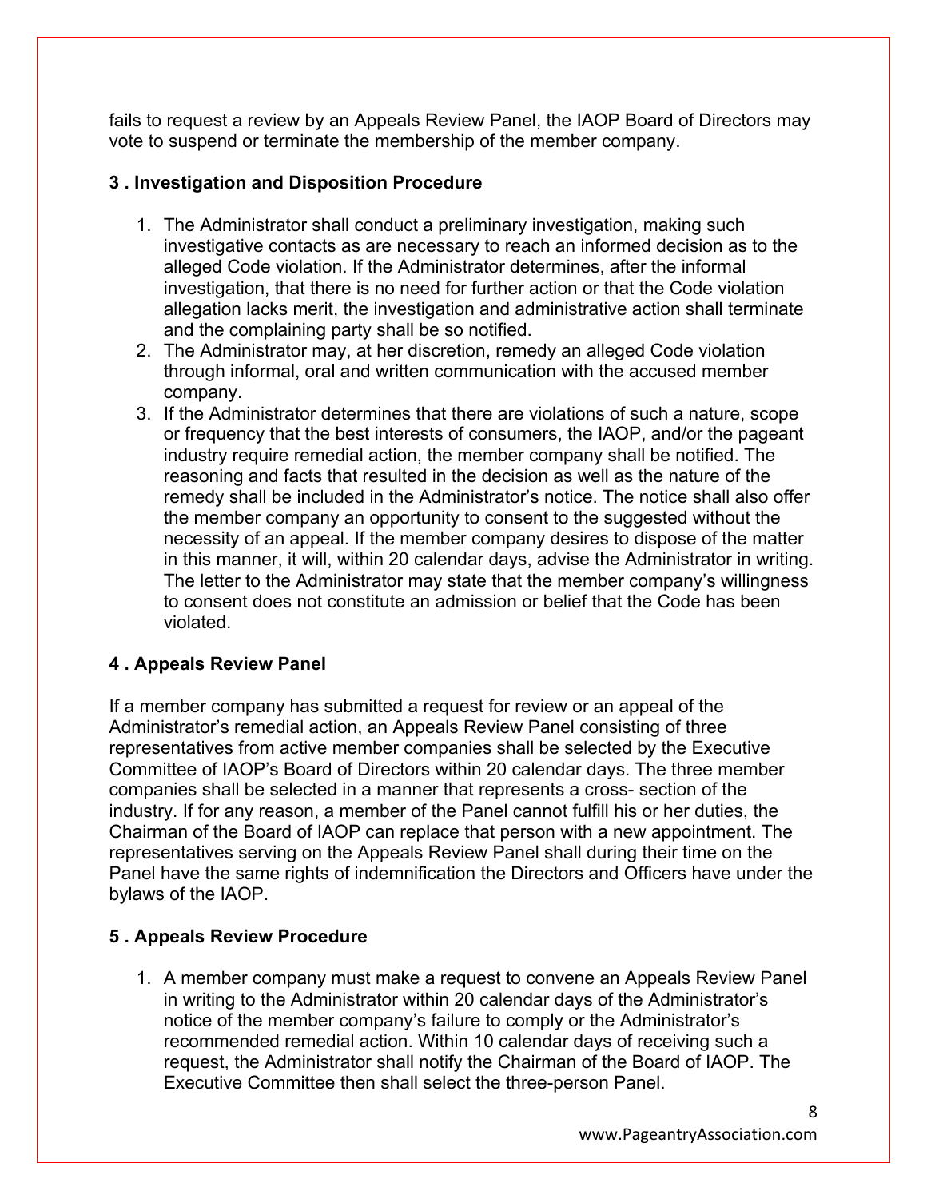fails to request a review by an Appeals Review Panel, the IAOP Board of Directors may vote to suspend or terminate the membership of the member company.

### 3 . Investigation and Disposition Procedure

1. The Administrator shall conduct a preliminary investigation, making such investigative contacts as are necessary to reach an informed decision as to the alleged Code violation. If the Administrator determines, after the informal investigation, that there is no need for further action or that the Code violation allegation lacks merit, the investigation and administrative action shall terminate and the complaining party shall be so notified.
2. The Administrator may, at her discretion, remedy an alleged Code violation through informal, oral and written communication with the accused member company.
3. If the Administrator determines that there are violations of such a nature, scope or frequency that the best interests of consumers, the IAOP, and/or the pageant industry require remedial action, the member company shall be notified. The reasoning and facts that resulted in the decision as well as the nature of the remedy shall be included in the Administrator's notice. The notice shall also offer the member company an opportunity to consent to the suggested without the necessity of an appeal. If the member company desires to dispose of the matter in this manner, it will, within 20 calendar days, advise the Administrator in writing. The letter to the Administrator may state that the member company's willingness to consent does not constitute an admission or belief that the Code has been violated.

### 4 . Appeals Review Panel

If a member company has submitted a request for review or an appeal of the Administrator's remedial action, an Appeals Review Panel consisting of three representatives from active member companies shall be selected by the Executive Committee of IAOP's Board of Directors within 20 calendar days. The three member companies shall be selected in a manner that represents a cross- section of the industry. If for any reason, a member of the Panel cannot fulfill his or her duties, the Chairman of the Board of IAOP can replace that person with a new appointment. The representatives serving on the Appeals Review Panel shall during their time on the Panel have the same rights of indemnification the Directors and Officers have under the bylaws of the IAOP.

### 5 . Appeals Review Procedure

1. A member company must make a request to convene an Appeals Review Panel in writing to the Administrator within 20 calendar days of the Administrator's notice of the member company's failure to comply or the Administrator's recommended remedial action. Within 10 calendar days of receiving such a request, the Administrator shall notify the Chairman of the Board of IAOP. The Executive Committee then shall select the three-person Panel.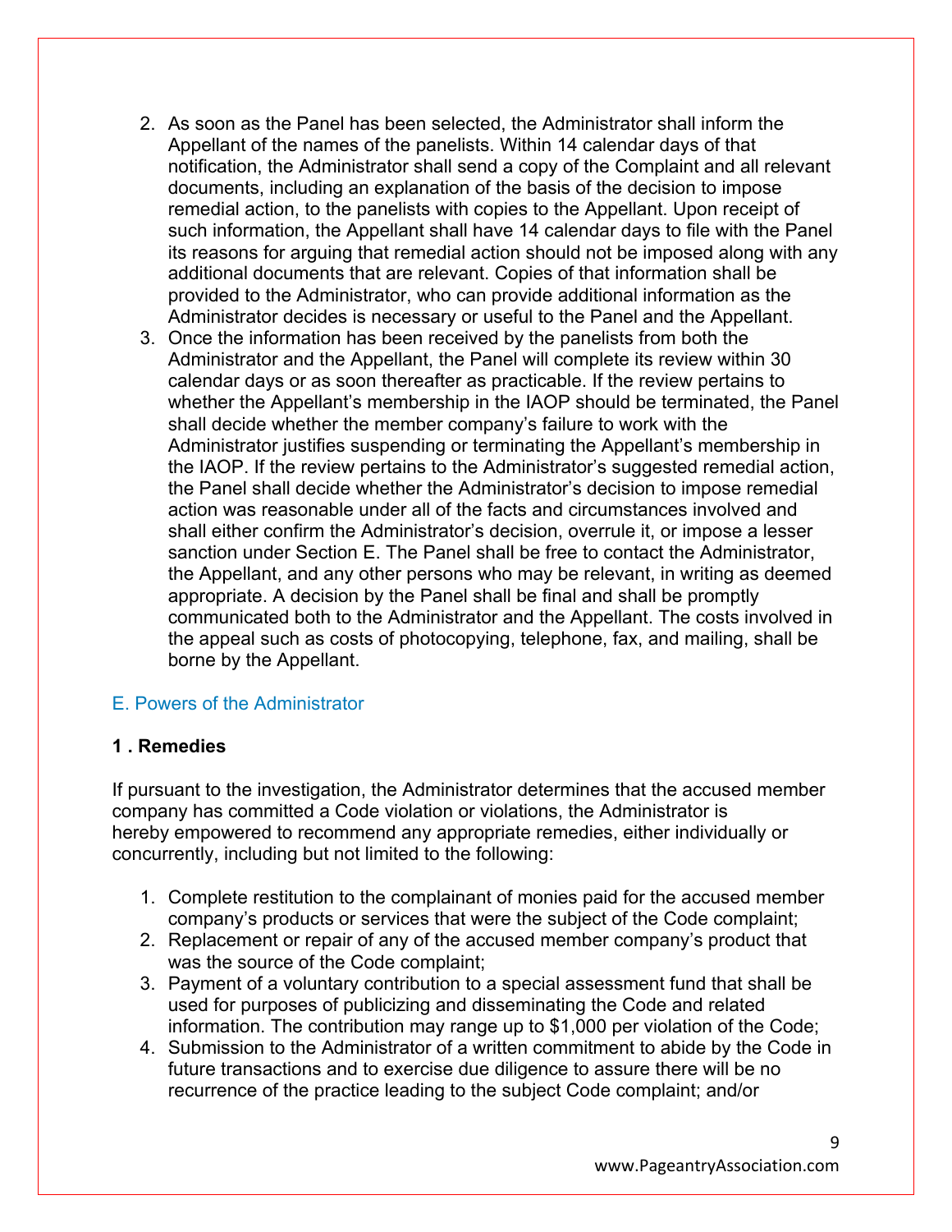2. As soon as the Panel has been selected, the Administrator shall inform the Appellant of the names of the panelists. Within 14 calendar days of that notification, the Administrator shall send a copy of the Complaint and all relevant documents, including an explanation of the basis of the decision to impose remedial action, to the panelists with copies to the Appellant. Upon receipt of such information, the Appellant shall have 14 calendar days to file with the Panel its reasons for arguing that remedial action should not be imposed along with any additional documents that are relevant. Copies of that information shall be provided to the Administrator, who can provide additional information as the Administrator decides is necessary or useful to the Panel and the Appellant.
3. Once the information has been received by the panelists from both the Administrator and the Appellant, the Panel will complete its review within 30 calendar days or as soon thereafter as practicable. If the review pertains to whether the Appellant's membership in the IAOP should be terminated, the Panel shall decide whether the member company's failure to work with the Administrator justifies suspending or terminating the Appellant's membership in the IAOP. If the review pertains to the Administrator's suggested remedial action, the Panel shall decide whether the Administrator's decision to impose remedial action was reasonable under all of the facts and circumstances involved and shall either confirm the Administrator's decision, overrule it, or impose a lesser sanction under Section E. The Panel shall be free to contact the Administrator, the Appellant, and any other persons who may be relevant, in writing as deemed appropriate. A decision by the Panel shall be final and shall be promptly communicated both to the Administrator and the Appellant. The costs involved in the appeal such as costs of photocopying, telephone, fax, and mailing, shall be borne by the Appellant.

## E. Powers of the Administrator

### 1 . Remedies

If pursuant to the investigation, the Administrator determines that the accused member company has committed a Code violation or violations, the Administrator is hereby empowered to recommend any appropriate remedies, either individually or concurrently, including but not limited to the following:

1. Complete restitution to the complainant of monies paid for the accused member company's products or services that were the subject of the Code complaint;
2. Replacement or repair of any of the accused member company's product that was the source of the Code complaint;
3. Payment of a voluntary contribution to a special assessment fund that shall be used for purposes of publicizing and disseminating the Code and related information. The contribution may range up to $1,000 per violation of the Code;
4. Submission to the Administrator of a written commitment to abide by the Code in future transactions and to exercise due diligence to assure there will be no recurrence of the practice leading to the subject Code complaint; and/or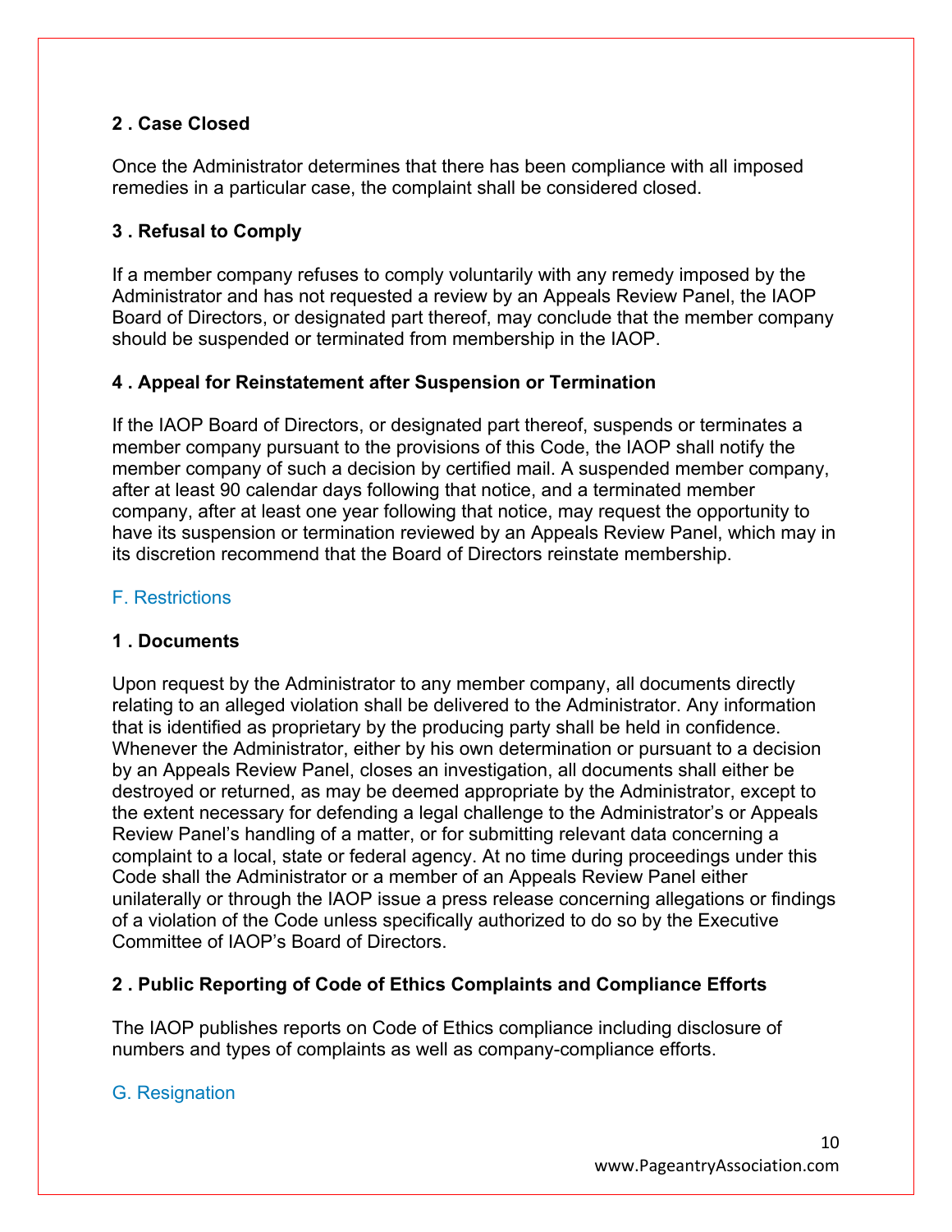### 2 . Case Closed

Once the Administrator determines that there has been compliance with all imposed remedies in a particular case, the complaint shall be considered closed.

### 3 . Refusal to Comply

If a member company refuses to comply voluntarily with any remedy imposed by the Administrator and has not requested a review by an Appeals Review Panel, the IAOP Board of Directors, or designated part thereof, may conclude that the member company should be suspended or terminated from membership in the IAOP.

### 4 . Appeal for Reinstatement after Suspension or Termination

If the IAOP Board of Directors, or designated part thereof, suspends or terminates a member company pursuant to the provisions of this Code, the IAOP shall notify the member company of such a decision by certified mail. A suspended member company, after at least 90 calendar days following that notice, and a terminated member company, after at least one year following that notice, may request the opportunity to have its suspension or termination reviewed by an Appeals Review Panel, which may in its discretion recommend that the Board of Directors reinstate membership.

## F. Restrictions

### 1 . Documents

Upon request by the Administrator to any member company, all documents directly relating to an alleged violation shall be delivered to the Administrator. Any information that is identified as proprietary by the producing party shall be held in confidence. Whenever the Administrator, either by his own determination or pursuant to a decision by an Appeals Review Panel, closes an investigation, all documents shall either be destroyed or returned, as may be deemed appropriate by the Administrator, except to the extent necessary for defending a legal challenge to the Administrator's or Appeals Review Panel's handling of a matter, or for submitting relevant data concerning a complaint to a local, state or federal agency. At no time during proceedings under this Code shall the Administrator or a member of an Appeals Review Panel either unilaterally or through the IAOP issue a press release concerning allegations or findings of a violation of the Code unless specifically authorized to do so by the Executive Committee of IAOP's Board of Directors.

### 2 . Public Reporting of Code of Ethics Complaints and Compliance Efforts

The IAOP publishes reports on Code of Ethics compliance including disclosure of numbers and types of complaints as well as company-compliance efforts.

## G. Resignation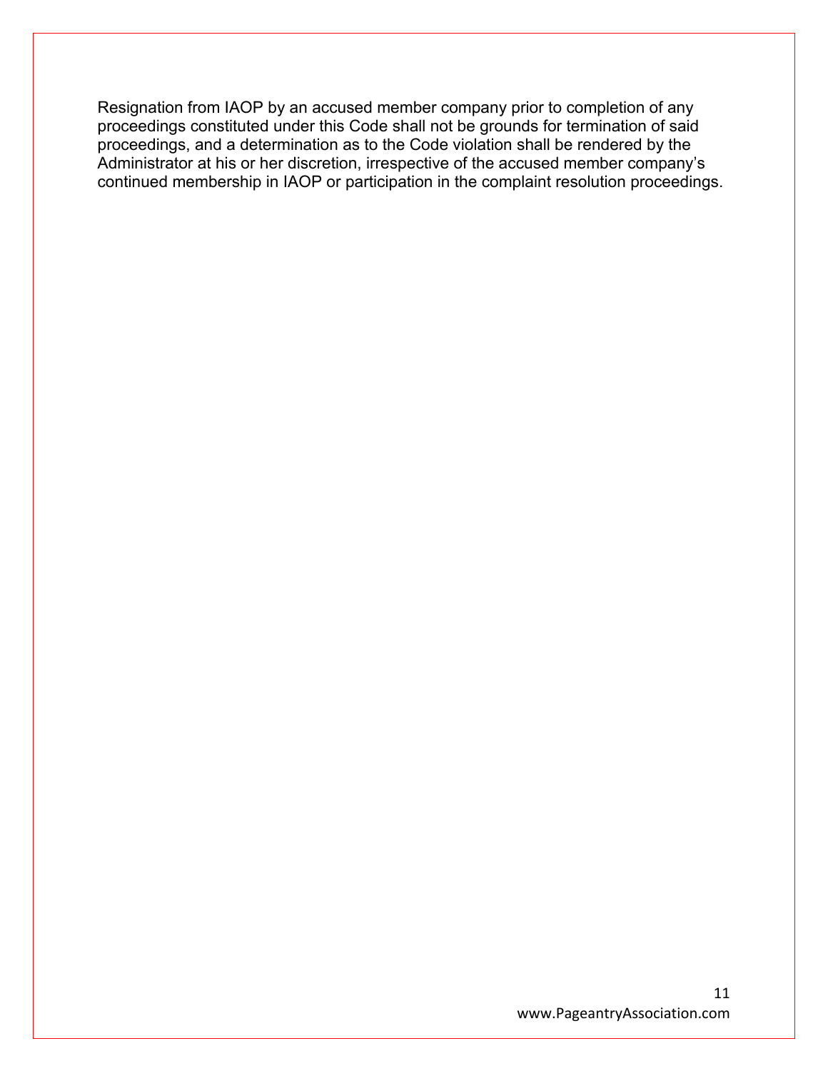Resignation from IAOP by an accused member company prior to completion of any proceedings constituted under this Code shall not be grounds for termination of said proceedings, and a determination as to the Code violation shall be rendered by the Administrator at his or her discretion, irrespective of the accused member company's continued membership in IAOP or participation in the complaint resolution proceedings.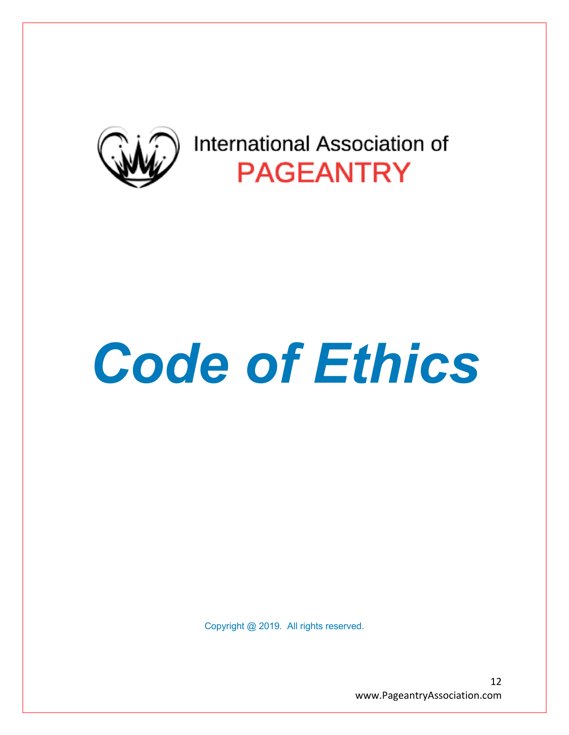International Association of

PAGEANTRY

# *Code of Ethics*

Copyright @ 2019. All rights reserved.